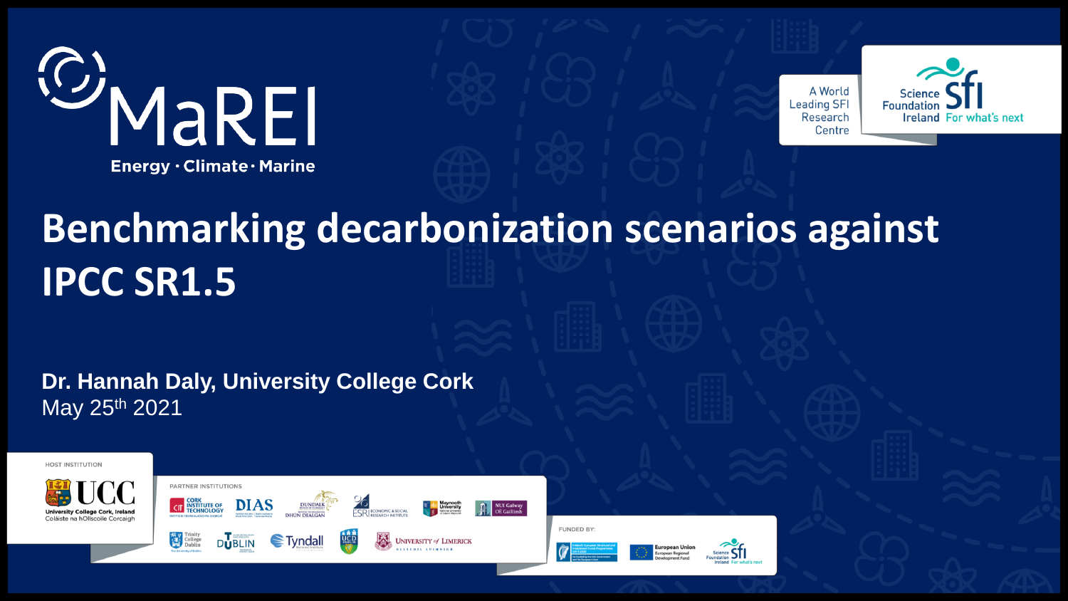MaREI

Energy · Climate · Marine

A World Leading SFI Research Centre

Science Foundation Ireland For what's next

# Benchmarking decarbonization scenarios against IPCC SR1.5

**Dr. Hannah Daly, University College Cork**

May 25th 2021

HOST INSTITUTION

UCC University College Cork, Ireland Coláiste na hOllscoile Corcaigh

PARTNER INSTITUTIONS

Cork Institute of Technology, DIAS, Dundalk Institute of Technology, ESRI Economic & Social Research Institute, Maynooth University, NUI Galway OÉ Gaillimh, Trinity College Dublin, TU Dublin, Tyndall National Institute, UCD Dublin, University of Limerick

FUNDED BY:

Ireland's European Structural and Investment Funds Programmes, European Union European Regional Development Fund, Science Foundation Ireland For what's next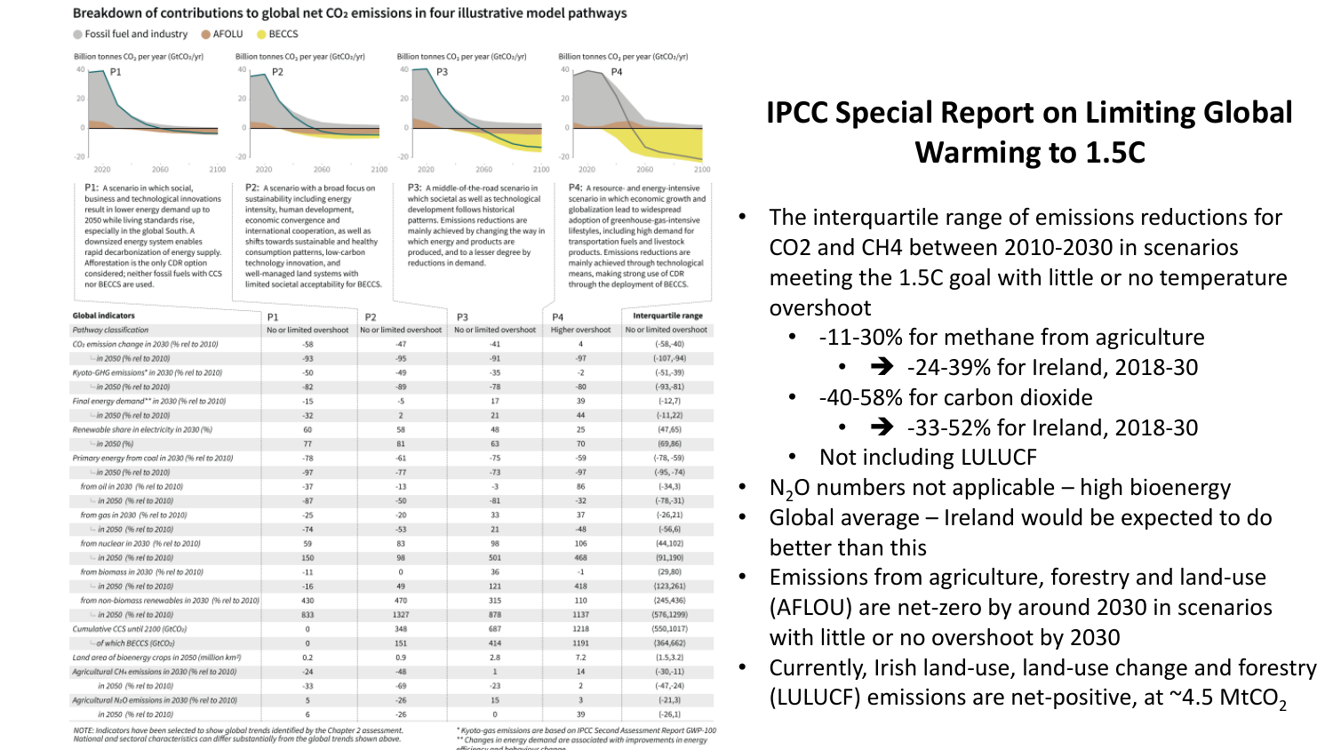# IPCC Special Report on Limiting Global Warming to 1.5C

- The interquartile range of emissions reductions for CO2 and CH4 between 2010-2030 in scenarios meeting the 1.5C goal with little or no temperature overshoot
  - -11-30% for methane from agriculture
    - ➔ -24-39% for Ireland, 2018-30
  - -40-58% for carbon dioxide
    - ➔ -33-52% for Ireland, 2018-30
  - Not including LULUCF
- $N_2O$ numbers not applicable – high bioenergy
- Global average – Ireland would be expected to do better than this
- Emissions from agriculture, forestry and land-use (AFLOU) are net-zero by around 2030 in scenarios with little or no overshoot by 2030
- Currently, Irish land-use, land-use change and forestry (LULUCF) emissions are net-positive, at ~4.5 $MtCO_2$

## Breakdown of contributions to global net $CO_2$ emissions in four illustrative model pathways

Fossil fuel and industry · AFOLU · BECCS

Billion tonnes $CO_2$ per year ($GtCO_2$/yr)

**P1:** A scenario in which social, business and technological innovations result in lower energy demand up to 2050 while living standards rise, especially in the global South. A downsized energy system enables rapid decarbonization of energy supply. Afforestation is the only CDR option considered; neither fossil fuels with CCS nor BECCS are used.

**P2:** A scenario with a broad focus on sustainability including energy intensity, human development, economic convergence and international cooperation, as well as shifts towards sustainable and healthy consumption patterns, low-carbon technology innovation, and well-managed land systems with limited societal acceptability for BECCS.

**P3:** A middle-of-the-road scenario in which societal as well as technological development follows historical patterns. Emissions reductions are mainly achieved by changing the way in which energy and products are produced, and to a lesser degree by reductions in demand.

**P4:** A resource- and energy-intensive scenario in which economic growth and globalization lead to widespread adoption of greenhouse-gas-intensive lifestyles, including high demand for transportation fuels and livestock products. Emissions reductions are mainly achieved through technological means, making strong use of CDR through the deployment of BECCS.

| Global indicators | P1 | P2 | P3 | P4 | Interquartile range |
|---|---|---|---|---|---|
| Pathway classification | No or limited overshoot | No or limited overshoot | No or limited overshoot | Higher overshoot | No or limited overshoot |
| $CO_2$ emission change in 2030 (% rel to 2010) | -58 | -47 | -41 | 4 | (-58,-40) |
| ↳ in 2050 (% rel to 2010) | -93 | -95 | -91 | -97 | (-107,-94) |
| Kyoto-GHG emissions* in 2030 (% rel to 2010) | -50 | -49 | -35 | -2 | (-51,-39) |
| ↳ in 2050 (% rel to 2010) | -82 | -89 | -78 | -80 | (-93,-81) |
| Final energy demand** in 2030 (% rel to 2010) | -15 | -5 | 17 | 39 | (-12,7) |
| ↳ in 2050 (% rel to 2010) | -32 | 2 | 21 | 44 | (-11,22) |
| Renewable share in electricity in 2030 (%) | 60 | 58 | 48 | 25 | (47,65) |
| ↳ in 2050 (%) | 77 | 81 | 63 | 70 | (69,86) |
| Primary energy from coal in 2030 (% rel to 2010) | -78 | -61 | -75 | -59 | (-78, -59) |
| ↳ in 2050 (% rel to 2010) | -97 | -77 | -73 | -97 | (-95, -74) |
| from oil in 2030 (% rel to 2010) | -37 | -13 | -3 | 86 | (-34,3) |
| ↳ in 2050 (% rel to 2010) | -87 | -50 | -81 | -32 | (-78,-31) |
| from gas in 2030 (% rel to 2010) | -25 | -20 | 33 | 37 | (-26,21) |
| ↳ in 2050 (% rel to 2010) | -74 | -53 | 21 | -48 | (-56,6) |
| from nuclear in 2030 (% rel to 2010) | 59 | 83 | 98 | 106 | (44,102) |
| ↳ in 2050 (% rel to 2010) | 150 | 98 | 501 | 468 | (91,190) |
| from biomass in 2030 (% rel to 2010) | -11 | 0 | 36 | -1 | (29,80) |
| ↳ in 2050 (% rel to 2010) | -16 | 49 | 121 | 418 | (123,261) |
| from non-biomass renewables in 2030 (% rel to 2010) | 430 | 470 | 315 | 110 | (245,436) |
| ↳ in 2050 (% rel to 2010) | 833 | 1327 | 878 | 1137 | (576,1299) |
| Cumulative CCS until 2100 ($GtCO_2$) | 0 | 348 | 687 | 1218 | (550,1017) |
| ↳ of which BECCS ($GtCO_2$) | 0 | 151 | 414 | 1191 | (364,662) |
| Land area of bioenergy crops in 2050 (million km²) | 0.2 | 0.9 | 2.8 | 7.2 | (1.5,3.2) |
| Agricultural $CH_4$ emissions in 2030 (% rel to 2010) | -24 | -48 | 1 | 14 | (-30,-11) |
| in 2050 (% rel to 2010) | -33 | -69 | -23 | 2 | (-47,-24) |
| Agricultural $N_2O$ emissions in 2030 (% rel to 2010) | 5 | -26 | 15 | 3 | (-21,3) |
| in 2050 (% rel to 2010) | 6 | -26 | 0 | 39 | (-26,1) |

NOTE: Indicators have been selected to show global trends identified by the Chapter 2 assessment. National and sectoral characteristics can differ substantially from the global trends shown above.

\* Kyoto-gas emissions are based on IPCC Second Assessment Report GWP-100
\*\* Changes in energy demand are associated with improvements in energy efficiency and behaviour change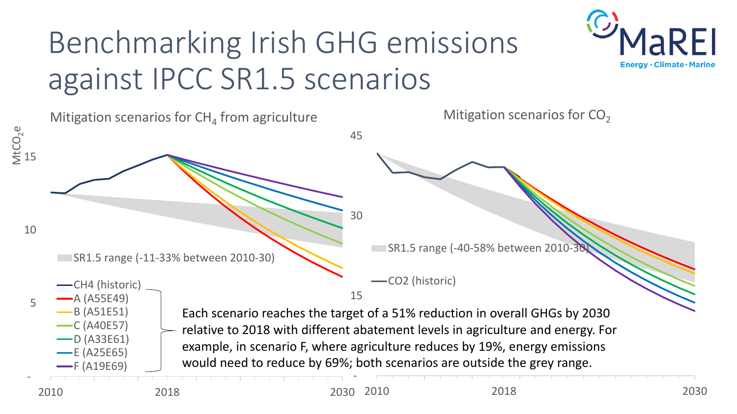# Benchmarking Irish GHG emissions against IPCC SR1.5 scenarios

MaREI
Energy · Climate · Marine

Mitigation scenarios for $CH_4$ from agriculture

$MtCO_2e$

15

10

5

-

2010

2018

2030

SR1.5 range (-11-33% between 2010-30)

CH4 (historic)
A (A55E49)
B (A51E51)
C (A40E57)
D (A33E61)
E (A25E65)
F (A19E69)

Mitigation scenarios for $CO_2$

45

30

15

-

2010

2018

2030

SR1.5 range (-40-58% between 2010-30)

CO2 (historic)

Each scenario reaches the target of a 51% reduction in overall GHGs by 2030 relative to 2018 with different abatement levels in agriculture and energy. For example, in scenario F, where agriculture reduces by 19%, energy emissions would need to reduce by 69%; both scenarios are outside the grey range.